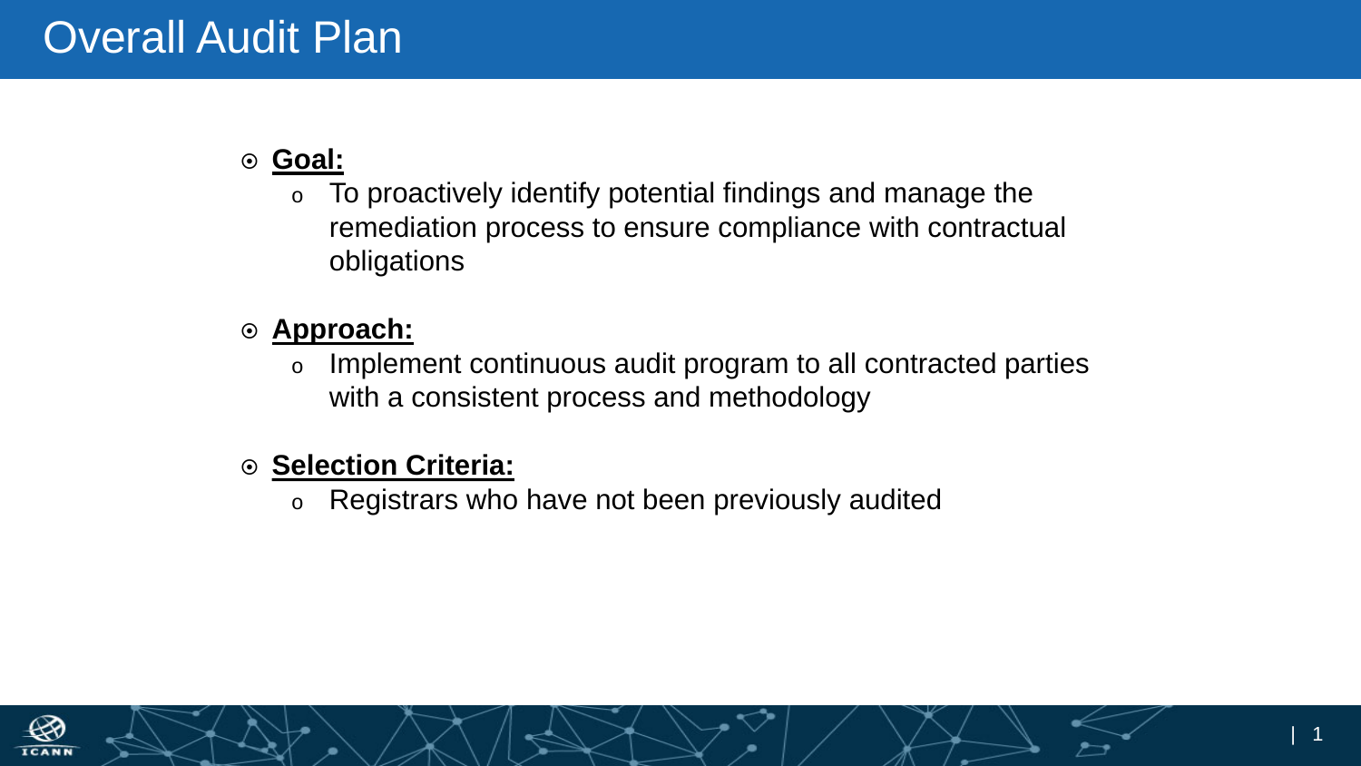# Overall Audit Plan

- **Goal:**
  - To proactively identify potential findings and manage the remediation process to ensure compliance with contractual obligations
- **Approach:**
  - Implement continuous audit program to all contracted parties with a consistent process and methodology
- **Selection Criteria:**
  - Registrars who have not been previously audited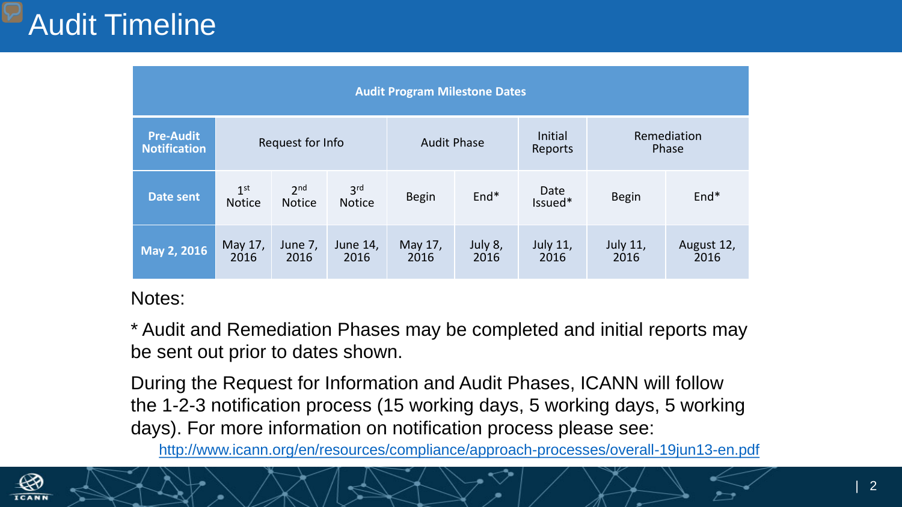# Audit Timeline

| Audit Program Milestone Dates | | | | | | | | |
|---|---|---|---|---|---|---|---|---|
| **Pre-Audit Notification** | Request for Info | | | Audit Phase | | Initial Reports | Remediation Phase | |
| **Date sent** | 1st Notice | 2nd Notice | 3rd Notice | Begin | End* | Date Issued* | Begin | End* |
| **May 2, 2016** | May 17, 2016 | June 7, 2016 | June 14, 2016 | May 17, 2016 | July 8, 2016 | July 11, 2016 | July 11, 2016 | August 12, 2016 |

Notes:

* Audit and Remediation Phases may be completed and initial reports may be sent out prior to dates shown.

During the Request for Information and Audit Phases, ICANN will follow the 1-2-3 notification process (15 working days, 5 working days, 5 working days). For more information on notification process please see:

http://www.icann.org/en/resources/compliance/approach-processes/overall-19jun13-en.pdf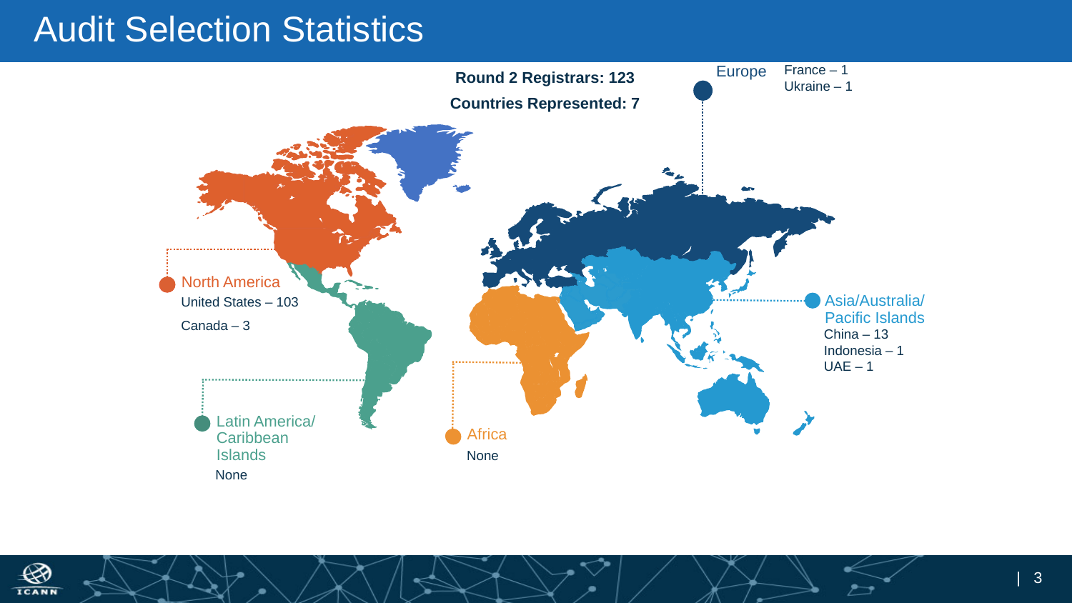# Audit Selection Statistics

**Round 2 Registrars: 123**

**Countries Represented: 7**

**North America**
United States – 103
Canada – 3

**Latin America/ Caribbean Islands**
None

**Africa**
None

**Europe**
France – 1
Ukraine – 1

**Asia/Australia/ Pacific Islands**
China – 13
Indonesia – 1
UAE – 1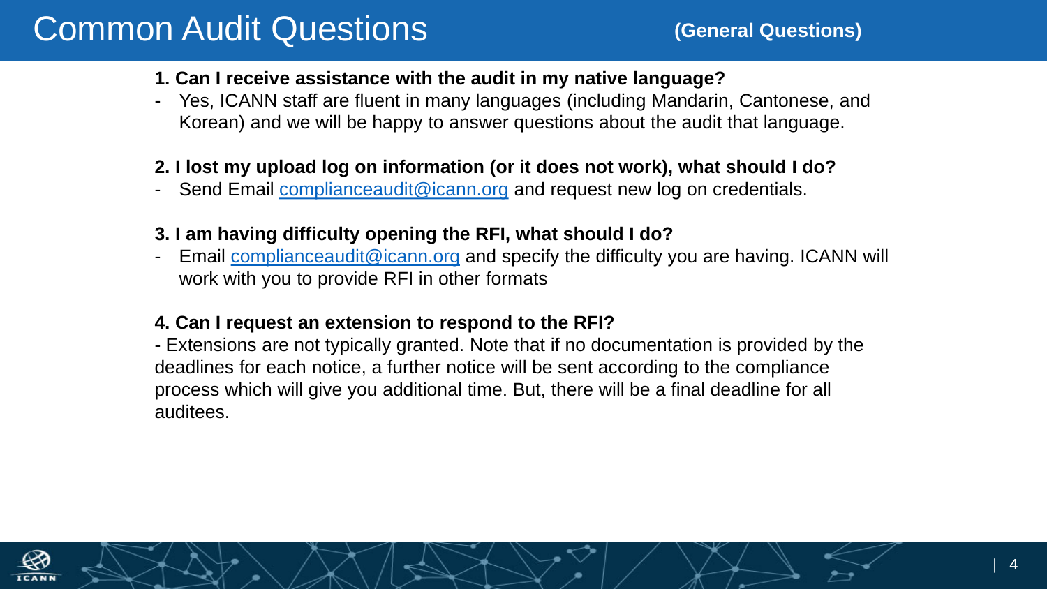# Common Audit Questions

**(General Questions)**

**1. Can I receive assistance with the audit in my native language?**

- Yes, ICANN staff are fluent in many languages (including Mandarin, Cantonese, and Korean) and we will be happy to answer questions about the audit that language.

**2. I lost my upload log on information (or it does not work), what should I do?**

- Send Email complianceaudit@icann.org and request new log on credentials.

**3. I am having difficulty opening the RFI, what should I do?**

- Email complianceaudit@icann.org and specify the difficulty you are having. ICANN will work with you to provide RFI in other formats

**4. Can I request an extension to respond to the RFI?**

- Extensions are not typically granted. Note that if no documentation is provided by the deadlines for each notice, a further notice will be sent according to the compliance process which will give you additional time. But, there will be a final deadline for all auditees.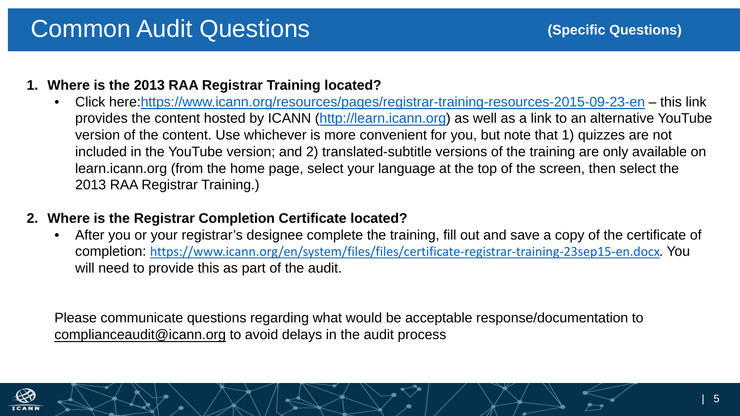# Common Audit Questions

**(Specific Questions)**

1. **Where is the 2013 RAA Registrar Training located?**
   - Click here:https://www.icann.org/resources/pages/registrar-training-resources-2015-09-23-en – this link provides the content hosted by ICANN (http://learn.icann.org) as well as a link to an alternative YouTube version of the content. Use whichever is more convenient for you, but note that 1) quizzes are not included in the YouTube version; and 2) translated-subtitle versions of the training are only available on learn.icann.org (from the home page, select your language at the top of the screen, then select the 2013 RAA Registrar Training.)

2. **Where is the Registrar Completion Certificate located?**
   - After you or your registrar's designee complete the training, fill out and save a copy of the certificate of completion: https://www.icann.org/en/system/files/files/certificate-registrar-training-23sep15-en.docx. You will need to provide this as part of the audit.

Please communicate questions regarding what would be acceptable response/documentation to complianceaudit@icann.org to avoid delays in the audit process